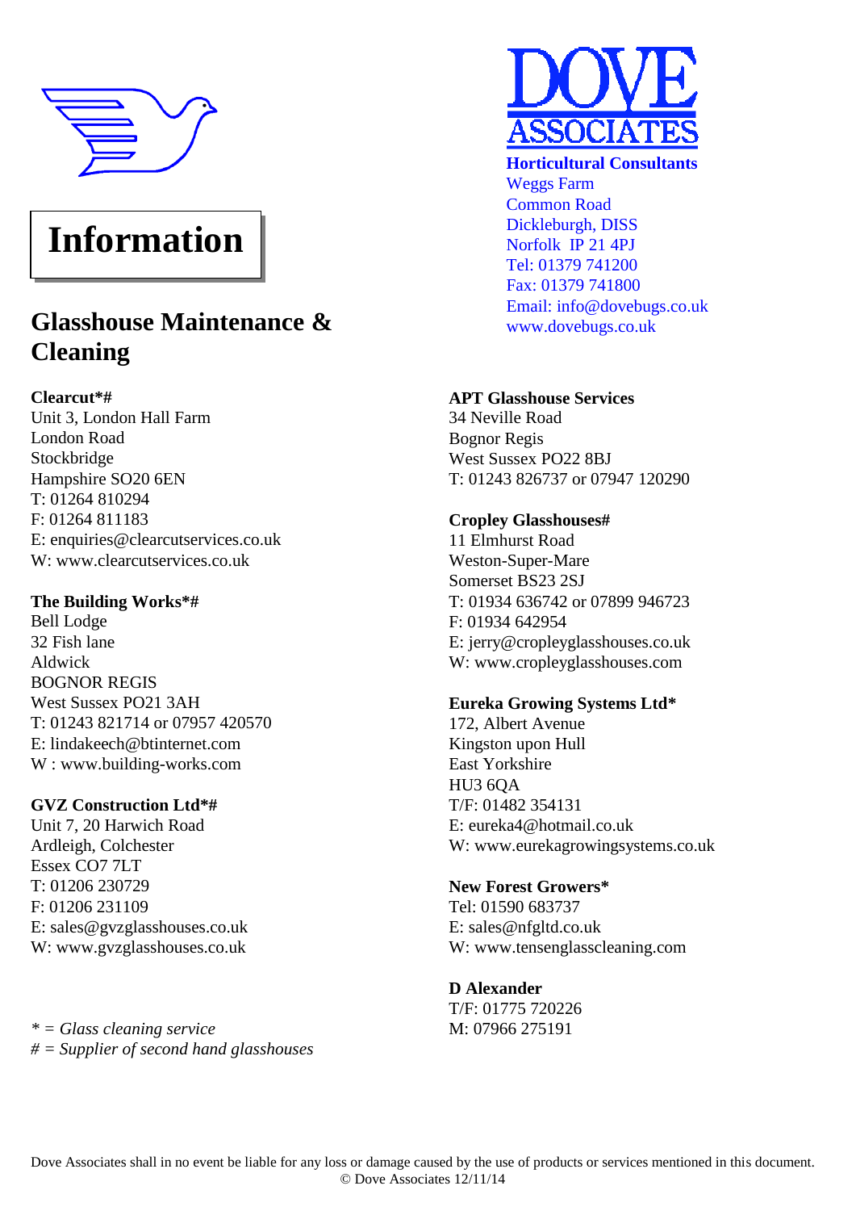# Information

**DOVE ASSOCIATES**
**Horticultural Consultants**
Weggs Farm
Common Road
Dickleburgh, DISS
Norfolk IP 21 4PJ
Tel: 01379 741200
Fax: 01379 741800
Email: info@dovebugs.co.uk
www.dovebugs.co.uk

## Glasshouse Maintenance & Cleaning

**Clearcut*#**
Unit 3, London Hall Farm
London Road
Stockbridge
Hampshire SO20 6EN
T: 01264 810294
F: 01264 811183
E: enquiries@clearcutservices.co.uk
W: www.clearcutservices.co.uk

**The Building Works*#**
Bell Lodge
32 Fish lane
Aldwick
BOGNOR REGIS
West Sussex PO21 3AH
T: 01243 821714 or 07957 420570
E: lindakeech@btinternet.com
W : www.building-works.com

**GVZ Construction Ltd*#**
Unit 7, 20 Harwich Road
Ardleigh, Colchester
Essex CO7 7LT
T: 01206 230729
F: 01206 231109
E: sales@gvzglasshouses.co.uk
W: www.gvzglasshouses.co.uk

**APT Glasshouse Services**
34 Neville Road
Bognor Regis
West Sussex PO22 8BJ
T: 01243 826737 or 07947 120290

**Cropley Glasshouses#**
11 Elmhurst Road
Weston-Super-Mare
Somerset BS23 2SJ
T: 01934 636742 or 07899 946723
F: 01934 642954
E: jerry@cropleyglasshouses.co.uk
W: www.cropleyglasshouses.com

**Eureka Growing Systems Ltd***
172, Albert Avenue
Kingston upon Hull
East Yorkshire
HU3 6QA
T/F: 01482 354131
E: eureka4@hotmail.co.uk
W: www.eurekagrowingsystems.co.uk

**New Forest Growers***
Tel: 01590 683737
E: sales@nfgltd.co.uk
W: www.tensenglasscleaning.com

**D Alexander**
T/F: 01775 720226
M: 07966 275191

*\* = Glass cleaning service*
*# = Supplier of second hand glasshouses*

Dove Associates shall in no event be liable for any loss or damage caused by the use of products or services mentioned in this document.
© Dove Associates 12/11/14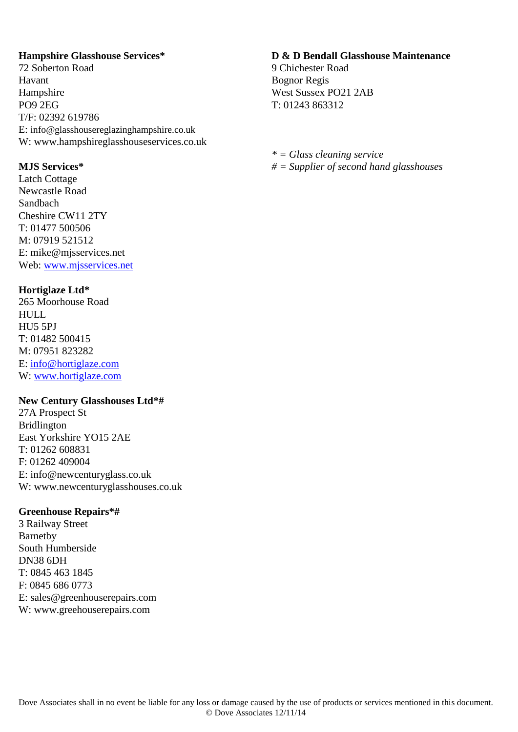**Hampshire Glasshouse Services***
72 Soberton Road
Havant
Hampshire
PO9 2EG
T/F: 02392 619786
E: info@glasshousereglazinghampshire.co.uk
W: www.hampshireglasshouseservices.co.uk

**MJS Services***
Latch Cottage
Newcastle Road
Sandbach
Cheshire CW11 2TY
T: 01477 500506
M: 07919 521512
E: mike@mjsservices.net
Web: www.mjsservices.net

**Hortiglaze Ltd***
265 Moorhouse Road
HULL
HU5 5PJ
T: 01482 500415
M: 07951 823282
E: info@hortiglaze.com
W: www.hortiglaze.com

**New Century Glasshouses Ltd*#**
27A Prospect St
Bridlington
East Yorkshire YO15 2AE
T: 01262 608831
F: 01262 409004
E: info@newcenturyglass.co.uk
W: www.newcenturyglasshouses.co.uk

**Greenhouse Repairs*#**
3 Railway Street
Barnetby
South Humberside
DN38 6DH
T: 0845 463 1845
F: 0845 686 0773
E: sales@greenhouserepairs.com
W: www.greehouserepairs.com

**D & D Bendall Glasshouse Maintenance**
9 Chichester Road
Bognor Regis
West Sussex PO21 2AB
T: 01243 863312

*\* = Glass cleaning service*
*# = Supplier of second hand glasshouses*

Dove Associates shall in no event be liable for any loss or damage caused by the use of products or services mentioned in this document.
© Dove Associates 12/11/14